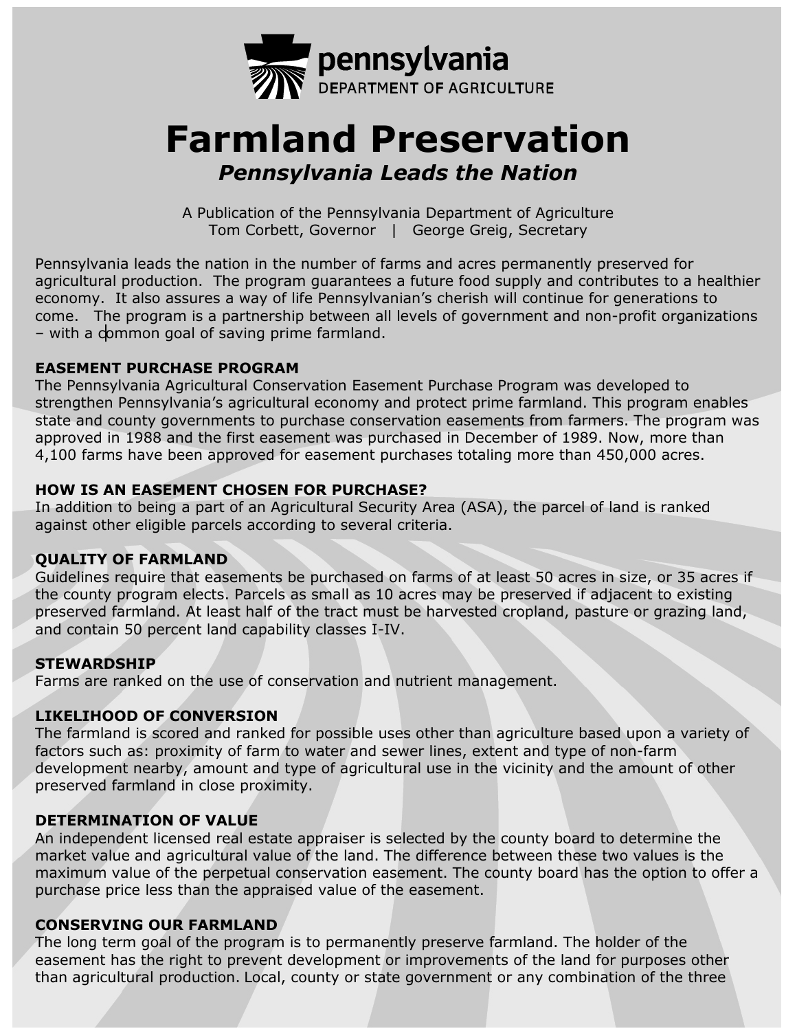pennsylvania
DEPARTMENT OF AGRICULTURE

# Farmland Preservation

## *Pennsylvania Leads the Nation*

A Publication of the Pennsylvania Department of Agriculture
Tom Corbett, Governor | George Greig, Secretary

Pennsylvania leads the nation in the number of farms and acres permanently preserved for agricultural production. The program guarantees a future food supply and contributes to a healthier economy. It also assures a way of life Pennsylvanian's cherish will continue for generations to come. The program is a partnership between all levels of government and non-profit organizations – with a common goal of saving prime farmland.

### EASEMENT PURCHASE PROGRAM

The Pennsylvania Agricultural Conservation Easement Purchase Program was developed to strengthen Pennsylvania's agricultural economy and protect prime farmland. This program enables state and county governments to purchase conservation easements from farmers. The program was approved in 1988 and the first easement was purchased in December of 1989. Now, more than 4,100 farms have been approved for easement purchases totaling more than 450,000 acres.

### HOW IS AN EASEMENT CHOSEN FOR PURCHASE?

In addition to being a part of an Agricultural Security Area (ASA), the parcel of land is ranked against other eligible parcels according to several criteria.

### QUALITY OF FARMLAND

Guidelines require that easements be purchased on farms of at least 50 acres in size, or 35 acres if the county program elects. Parcels as small as 10 acres may be preserved if adjacent to existing preserved farmland. At least half of the tract must be harvested cropland, pasture or grazing land, and contain 50 percent land capability classes I-IV.

### STEWARDSHIP

Farms are ranked on the use of conservation and nutrient management.

### LIKELIHOOD OF CONVERSION

The farmland is scored and ranked for possible uses other than agriculture based upon a variety of factors such as: proximity of farm to water and sewer lines, extent and type of non-farm development nearby, amount and type of agricultural use in the vicinity and the amount of other preserved farmland in close proximity.

### DETERMINATION OF VALUE

An independent licensed real estate appraiser is selected by the county board to determine the market value and agricultural value of the land. The difference between these two values is the maximum value of the perpetual conservation easement. The county board has the option to offer a purchase price less than the appraised value of the easement.

### CONSERVING OUR FARMLAND

The long term goal of the program is to permanently preserve farmland. The holder of the easement has the right to prevent development or improvements of the land for purposes other than agricultural production. Local, county or state government or any combination of the three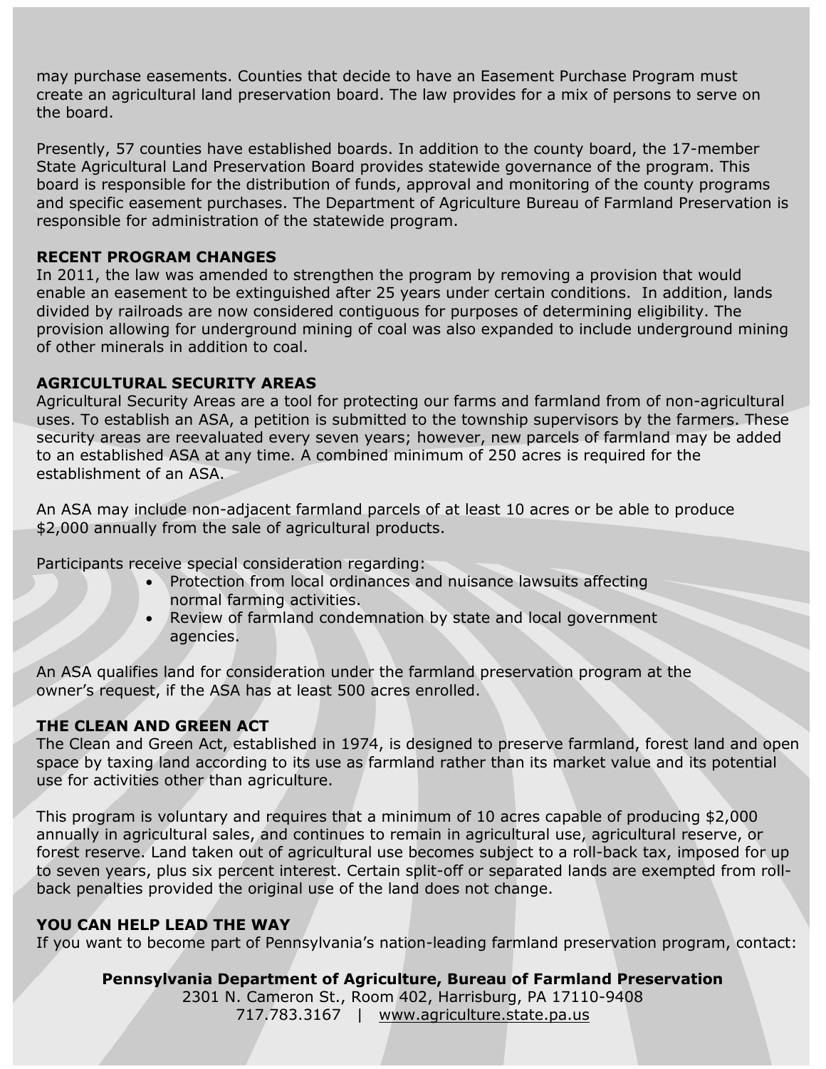may purchase easements. Counties that decide to have an Easement Purchase Program must create an agricultural land preservation board. The law provides for a mix of persons to serve on the board.

Presently, 57 counties have established boards. In addition to the county board, the 17-member State Agricultural Land Preservation Board provides statewide governance of the program. This board is responsible for the distribution of funds, approval and monitoring of the county programs and specific easement purchases. The Department of Agriculture Bureau of Farmland Preservation is responsible for administration of the statewide program.

**RECENT PROGRAM CHANGES**

In 2011, the law was amended to strengthen the program by removing a provision that would enable an easement to be extinguished after 25 years under certain conditions. In addition, lands divided by railroads are now considered contiguous for purposes of determining eligibility. The provision allowing for underground mining of coal was also expanded to include underground mining of other minerals in addition to coal.

**AGRICULTURAL SECURITY AREAS**

Agricultural Security Areas are a tool for protecting our farms and farmland from of non-agricultural uses. To establish an ASA, a petition is submitted to the township supervisors by the farmers. These security areas are reevaluated every seven years; however, new parcels of farmland may be added to an established ASA at any time. A combined minimum of 250 acres is required for the establishment of an ASA.

An ASA may include non-adjacent farmland parcels of at least 10 acres or be able to produce $2,000 annually from the sale of agricultural products.

Participants receive special consideration regarding:

- Protection from local ordinances and nuisance lawsuits affecting normal farming activities.
- Review of farmland condemnation by state and local government agencies.

An ASA qualifies land for consideration under the farmland preservation program at the owner's request, if the ASA has at least 500 acres enrolled.

**THE CLEAN AND GREEN ACT**

The Clean and Green Act, established in 1974, is designed to preserve farmland, forest land and open space by taxing land according to its use as farmland rather than its market value and its potential use for activities other than agriculture.

This program is voluntary and requires that a minimum of 10 acres capable of producing $2,000 annually in agricultural sales, and continues to remain in agricultural use, agricultural reserve, or forest reserve. Land taken out of agricultural use becomes subject to a roll-back tax, imposed for up to seven years, plus six percent interest. Certain split-off or separated lands are exempted from roll-back penalties provided the original use of the land does not change.

**YOU CAN HELP LEAD THE WAY**

If you want to become part of Pennsylvania's nation-leading farmland preservation program, contact:

**Pennsylvania Department of Agriculture, Bureau of Farmland Preservation**
2301 N. Cameron St., Room 402, Harrisburg, PA 17110-9408
717.783.3167 | www.agriculture.state.pa.us